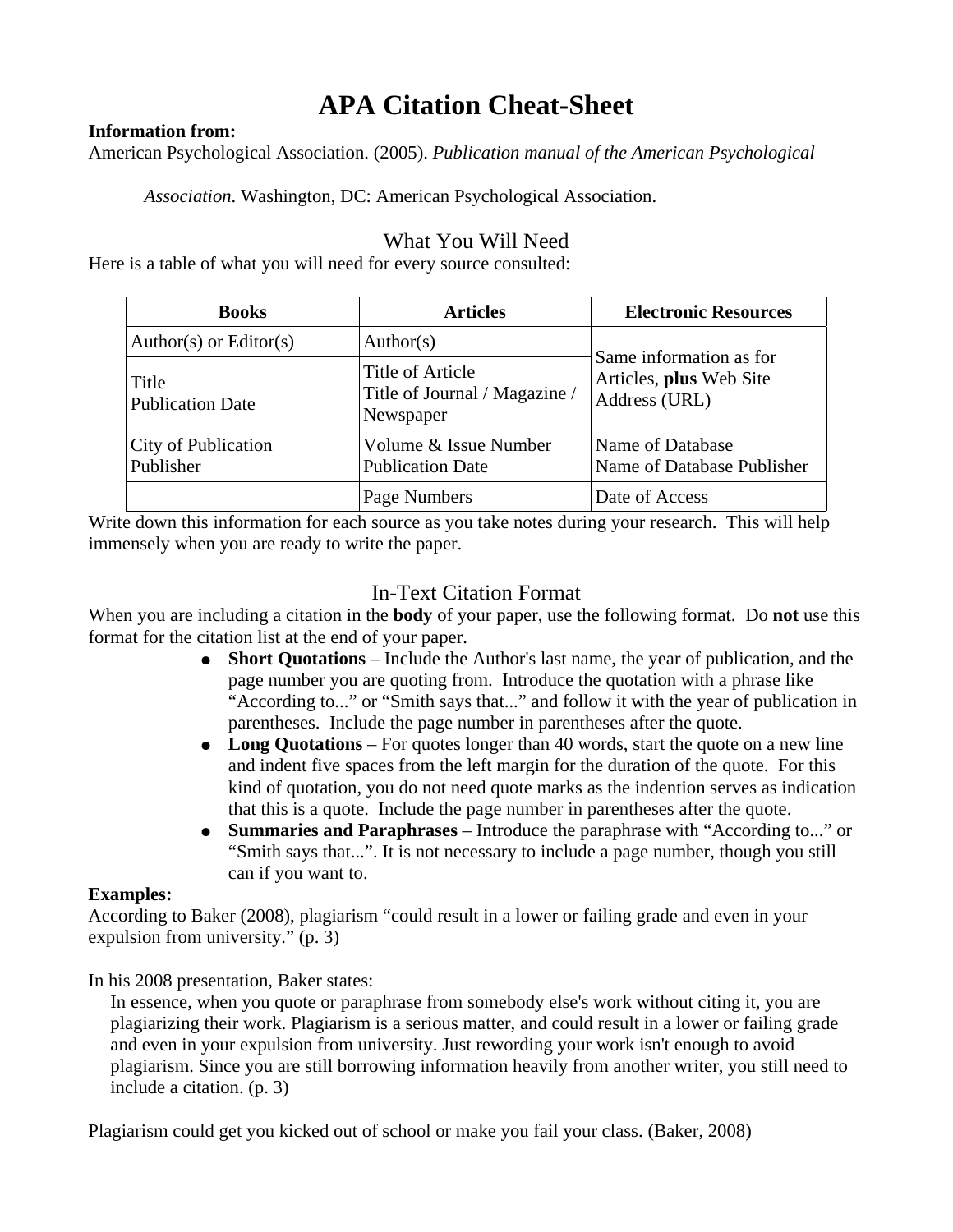# APA Citation Cheat-Sheet

**Information from:**

American Psychological Association. (2005). *Publication manual of the American Psychological Association*. Washington, DC: American Psychological Association.

## What You Will Need

Here is a table of what you will need for every source consulted:

| Books | Articles | Electronic Resources |
|---|---|---|
| Author(s) or Editor(s) | Author(s) | Same information as for Articles, **plus** Web Site Address (URL) |
| Title<br>Publication Date | Title of Article<br>Title of Journal / Magazine / Newspaper | |
| City of Publication<br>Publisher | Volume & Issue Number<br>Publication Date | Name of Database<br>Name of Database Publisher |
| | Page Numbers | Date of Access |

Write down this information for each source as you take notes during your research. This will help immensely when you are ready to write the paper.

## In-Text Citation Format

When you are including a citation in the **body** of your paper, use the following format. Do **not** use this format for the citation list at the end of your paper.

- **Short Quotations** – Include the Author's last name, the year of publication, and the page number you are quoting from. Introduce the quotation with a phrase like "According to..." or "Smith says that..." and follow it with the year of publication in parentheses. Include the page number in parentheses after the quote.
- **Long Quotations** – For quotes longer than 40 words, start the quote on a new line and indent five spaces from the left margin for the duration of the quote. For this kind of quotation, you do not need quote marks as the indention serves as indication that this is a quote. Include the page number in parentheses after the quote.
- **Summaries and Paraphrases** – Introduce the paraphrase with "According to..." or "Smith says that...". It is not necessary to include a page number, though you still can if you want to.

**Examples:**

According to Baker (2008), plagiarism "could result in a lower or failing grade and even in your expulsion from university." (p. 3)

In his 2008 presentation, Baker states:

> In essence, when you quote or paraphrase from somebody else's work without citing it, you are plagiarizing their work. Plagiarism is a serious matter, and could result in a lower or failing grade and even in your expulsion from university. Just rewording your work isn't enough to avoid plagiarism. Since you are still borrowing information heavily from another writer, you still need to include a citation. (p. 3)

Plagiarism could get you kicked out of school or make you fail your class. (Baker, 2008)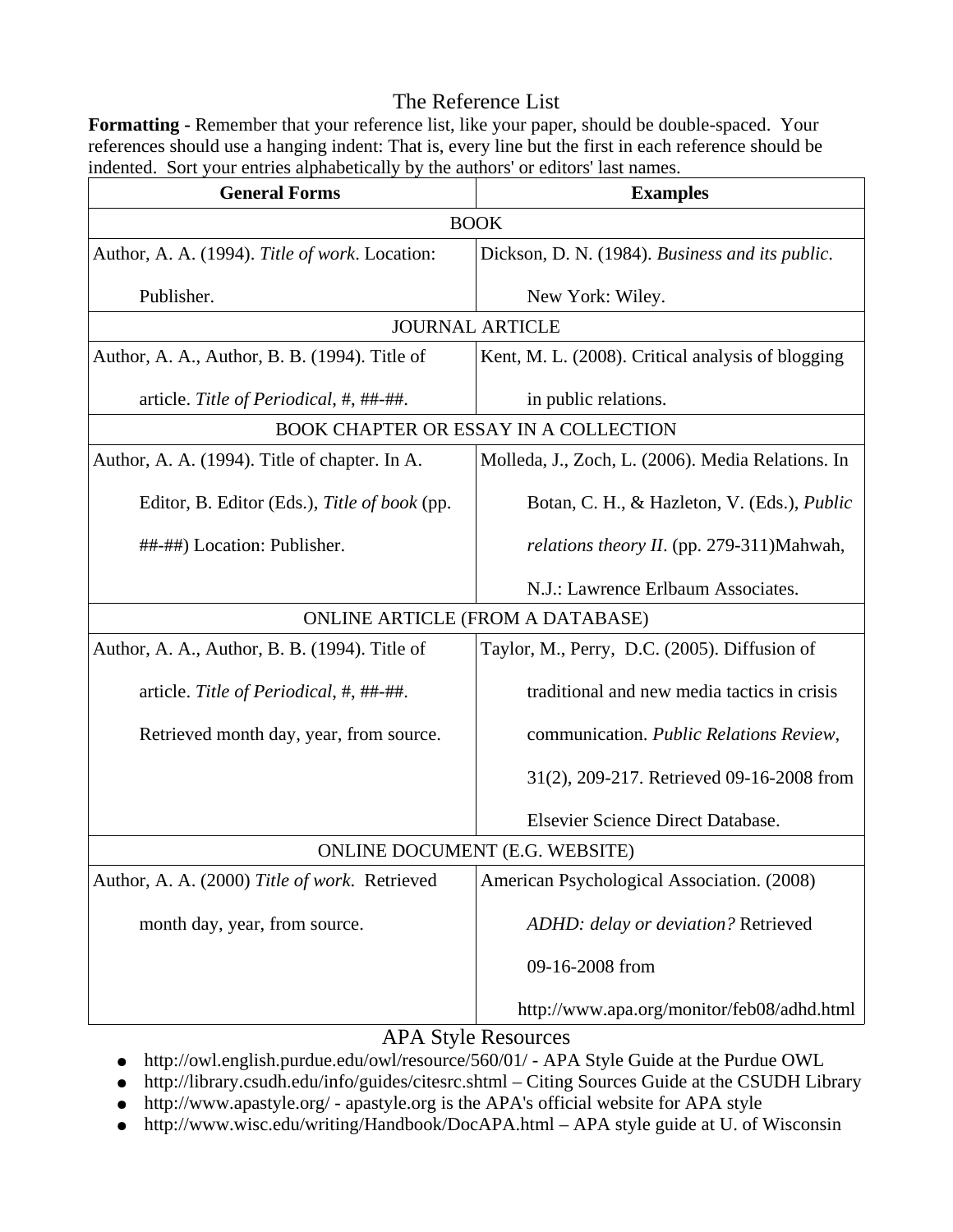# The Reference List

**Formatting** - Remember that your reference list, like your paper, should be double-spaced. Your references should use a hanging indent: That is, every line but the first in each reference should be indented. Sort your entries alphabetically by the authors' or editors' last names.

| General Forms | Examples |
|---|---|
| BOOK | |
| Author, A. A. (1994). *Title of work*. Location: Publisher. | Dickson, D. N. (1984). *Business and its public*. New York: Wiley. |
| JOURNAL ARTICLE | |
| Author, A. A., Author, B. B. (1994). Title of article. *Title of Periodical*, #, ##-##. | Kent, M. L. (2008). Critical analysis of blogging in public relations. |
| BOOK CHAPTER OR ESSAY IN A COLLECTION | |
| Author, A. A. (1994). Title of chapter. In A. Editor, B. Editor (Eds.), *Title of book* (pp. ##-##) Location: Publisher. | Molleda, J., Zoch, L. (2006). Media Relations. In Botan, C. H., & Hazleton, V. (Eds.), *Public relations theory II*. (pp. 279-311)Mahwah, N.J.: Lawrence Erlbaum Associates. |
| ONLINE ARTICLE (FROM A DATABASE) | |
| Author, A. A., Author, B. B. (1994). Title of article. *Title of Periodical*, #, ##-##. Retrieved month day, year, from source. | Taylor, M., Perry, D.C. (2005). Diffusion of traditional and new media tactics in crisis communication. *Public Relations Review*, 31(2), 209-217. Retrieved 09-16-2008 from Elsevier Science Direct Database. |
| ONLINE DOCUMENT (E.G. WEBSITE) | |
| Author, A. A. (2000) *Title of work*. Retrieved month day, year, from source. | American Psychological Association. (2008) *ADHD: delay or deviation?* Retrieved 09-16-2008 from http://www.apa.org/monitor/feb08/adhd.html |

## APA Style Resources

- http://owl.english.purdue.edu/owl/resource/560/01/ - APA Style Guide at the Purdue OWL
- http://library.csudh.edu/info/guides/citesrc.shtml – Citing Sources Guide at the CSUDH Library
- http://www.apastyle.org/ - apastyle.org is the APA's official website for APA style
- http://www.wisc.edu/writing/Handbook/DocAPA.html – APA style guide at U. of Wisconsin